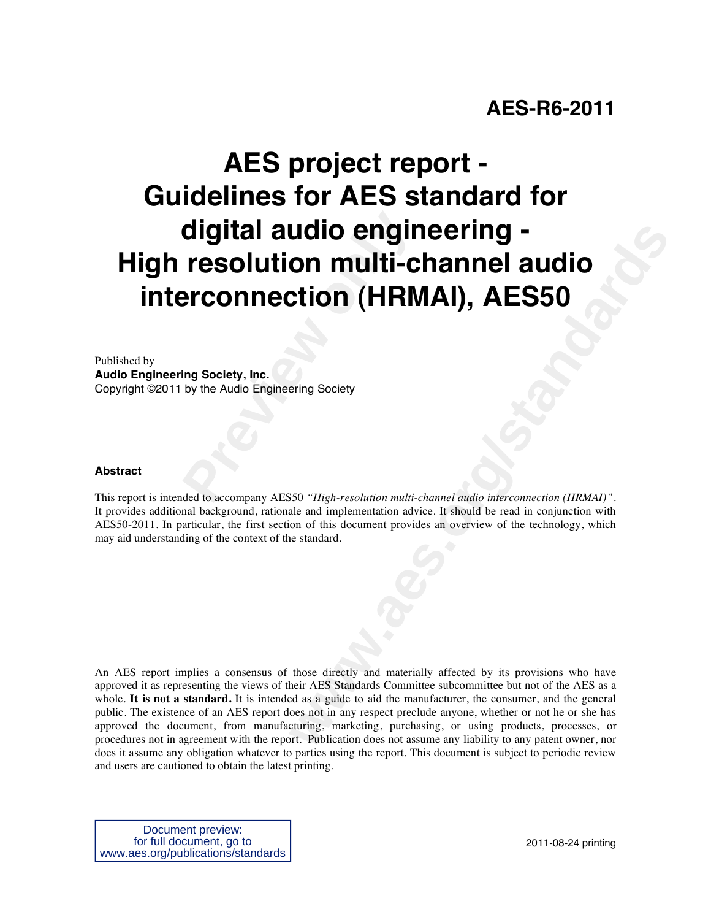# AES-R6-2011

# AES project report - Guidelines for AES standard for digital audio engineering - High resolution multi-channel audio interconnection (HRMAI), AES50

Published by
**Audio Engineering Society, Inc.**
Copyright ©2011 by the Audio Engineering Society

### Abstract

This report is intended to accompany AES50 *"High-resolution multi-channel audio interconnection (HRMAI)"*. It provides additional background, rationale and implementation advice. It should be read in conjunction with AES50-2011. In particular, the first section of this document provides an overview of the technology, which may aid understanding of the context of the standard.

An AES report implies a consensus of those directly and materially affected by its provisions who have approved it as representing the views of their AES Standards Committee subcommittee but not of the AES as a whole. **It is not a standard.** It is intended as a guide to aid the manufacturer, the consumer, and the general public. The existence of an AES report does not in any respect preclude anyone, whether or not he or she has approved the document, from manufacturing, marketing, purchasing, or using products, processes, or procedures not in agreement with the report. Publication does not assume any liability to any patent owner, nor does it assume any obligation whatever to parties using the report. This document is subject to periodic review and users are cautioned to obtain the latest printing.

Document preview:
for full document, go to
www.aes.org/publications/standards

2011-08-24 printing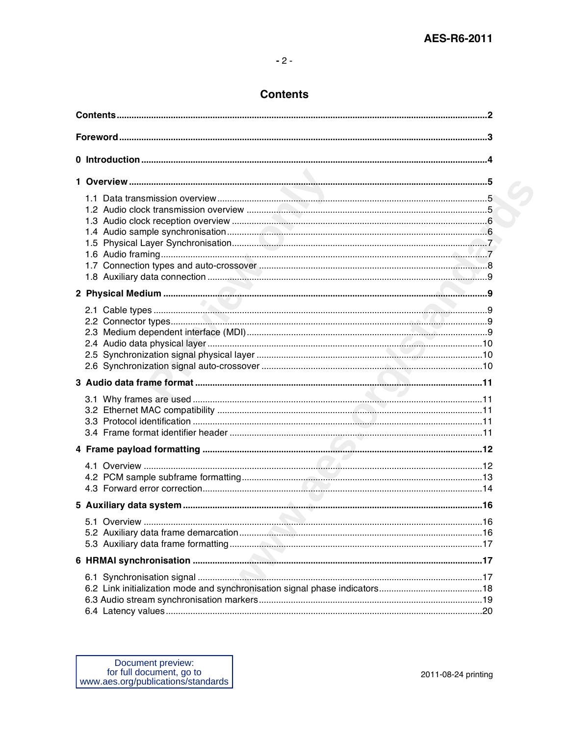# Contents

**Contents** .......... **2**

**Foreword** .......... **3**

**0 Introduction** .......... **4**

**1 Overview** .......... **5**

- 1.1 Data transmission overview .......... 5
- 1.2 Audio clock transmission overview .......... 5
- 1.3 Audio clock reception overview .......... 6
- 1.4 Audio sample synchronisation .......... 6
- 1.5 Physical Layer Synchronisation .......... 7
- 1.6 Audio framing .......... 7
- 1.7 Connection types and auto-crossover .......... 8
- 1.8 Auxiliary data connection .......... 9

**2 Physical Medium** .......... **9**

- 2.1 Cable types .......... 9
- 2.2 Connector types .......... 9
- 2.3 Medium dependent interface (MDI) .......... 9
- 2.4 Audio data physical layer .......... 10
- 2.5 Synchronization signal physical layer .......... 10
- 2.6 Synchronization signal auto-crossover .......... 10

**3 Audio data frame format** .......... **11**

- 3.1 Why frames are used .......... 11
- 3.2 Ethernet MAC compatibility .......... 11
- 3.3 Protocol identification .......... 11
- 3.4 Frame format identifier header .......... 11

**4 Frame payload formatting** .......... **12**

- 4.1 Overview .......... 12
- 4.2 PCM sample subframe formatting .......... 13
- 4.3 Forward error correction .......... 14

**5 Auxiliary data system** .......... **16**

- 5.1 Overview .......... 16
- 5.2 Auxiliary data frame demarcation .......... 16
- 5.3 Auxiliary data frame formatting .......... 17

**6 HRMAI synchronisation** .......... **17**

- 6.1 Synchronisation signal .......... 17
- 6.2 Link initialization mode and synchronisation signal phase indicators .......... 18
- 6.3 Audio stream synchronisation markers .......... 19
- 6.4 Latency values .......... 20

Document preview:
for full document, go to
www.aes.org/publications/standards

2011-08-24 printing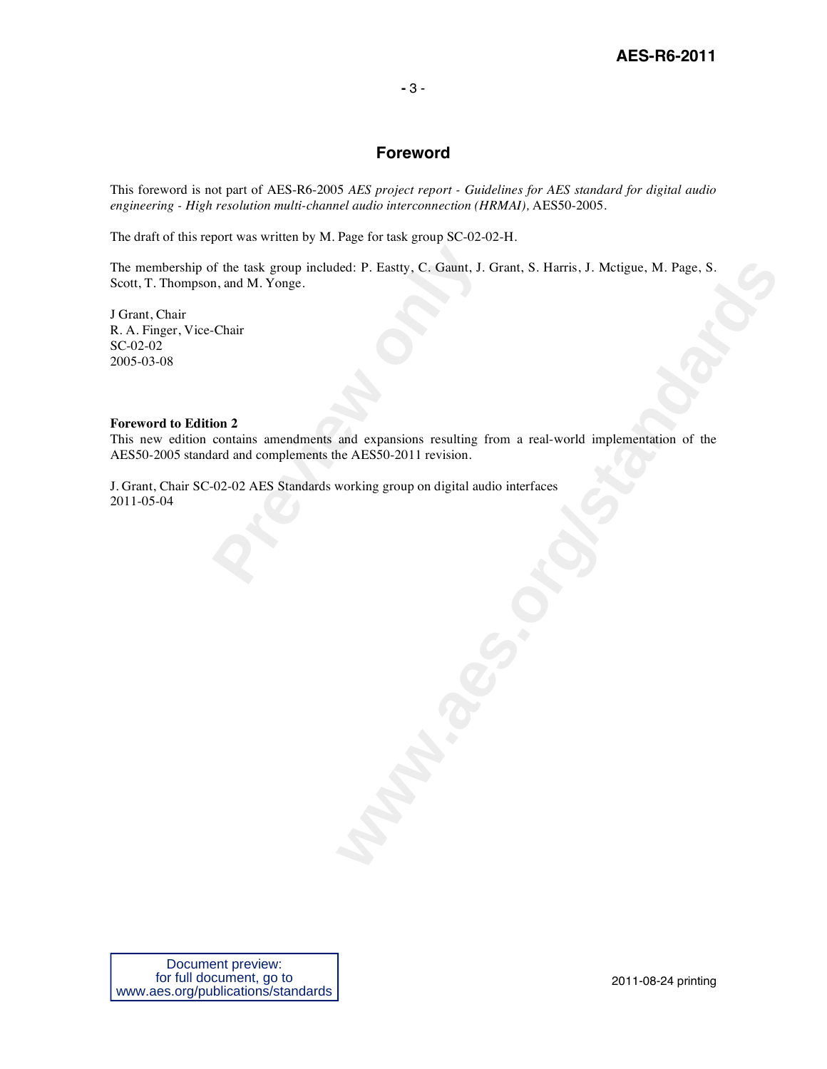# Foreword

This foreword is not part of AES-R6-2005 *AES project report - Guidelines for AES standard for digital audio engineering - High resolution multi-channel audio interconnection (HRMAI),* AES50-2005.

The draft of this report was written by M. Page for task group SC-02-02-H.

The membership of the task group included: P. Eastty, C. Gaunt, J. Grant, S. Harris, J. Mctigue, M. Page, S. Scott, T. Thompson, and M. Yonge.

J Grant, Chair
R. A. Finger, Vice-Chair
SC-02-02
2005-03-08

**Foreword to Edition 2**

This new edition contains amendments and expansions resulting from a real-world implementation of the AES50-2005 standard and complements the AES50-2011 revision.

J. Grant, Chair SC-02-02 AES Standards working group on digital audio interfaces
2011-05-04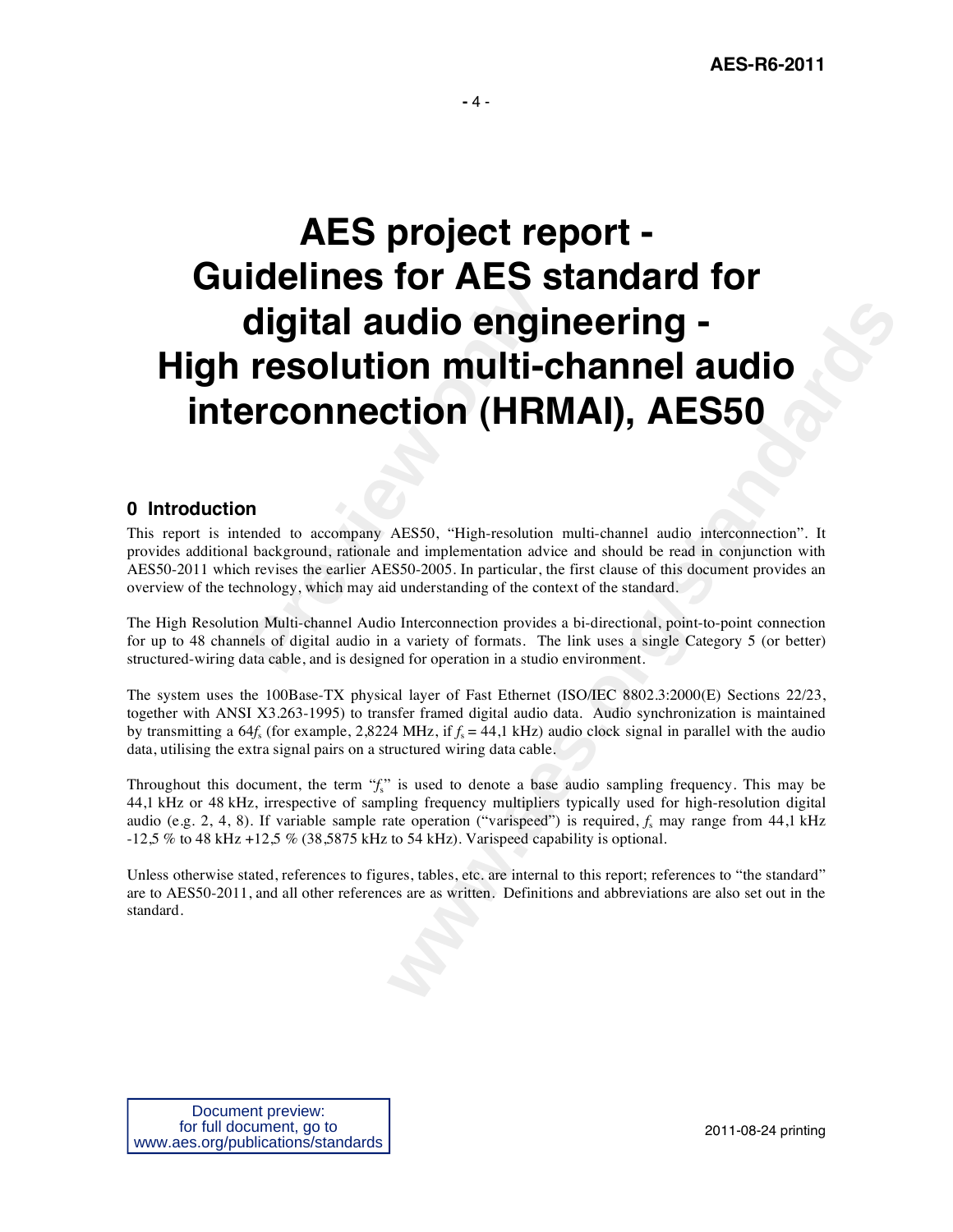# AES project report - Guidelines for AES standard for digital audio engineering - High resolution multi-channel audio interconnection (HRMAI), AES50

## 0 Introduction

This report is intended to accompany AES50, "High-resolution multi-channel audio interconnection". It provides additional background, rationale and implementation advice and should be read in conjunction with AES50-2011 which revises the earlier AES50-2005. In particular, the first clause of this document provides an overview of the technology, which may aid understanding of the context of the standard.

The High Resolution Multi-channel Audio Interconnection provides a bi-directional, point-to-point connection for up to 48 channels of digital audio in a variety of formats. The link uses a single Category 5 (or better) structured-wiring data cable, and is designed for operation in a studio environment.

The system uses the 100Base-TX physical layer of Fast Ethernet (ISO/IEC 8802.3:2000(E) Sections 22/23, together with ANSI X3.263-1995) to transfer framed digital audio data. Audio synchronization is maintained by transmitting a $64f_s$ (for example, 2,8224 MHz, if $f_s$ = 44,1 kHz) audio clock signal in parallel with the audio data, utilising the extra signal pairs on a structured wiring data cable.

Throughout this document, the term "$f_s$" is used to denote a base audio sampling frequency. This may be 44,1 kHz or 48 kHz, irrespective of sampling frequency multipliers typically used for high-resolution digital audio (e.g. 2, 4, 8). If variable sample rate operation ("varispeed") is required, $f_s$ may range from 44,1 kHz -12,5 % to 48 kHz +12,5 % (38,5875 kHz to 54 kHz). Varispeed capability is optional.

Unless otherwise stated, references to figures, tables, etc. are internal to this report; references to "the standard" are to AES50-2011, and all other references are as written. Definitions and abbreviations are also set out in the standard.